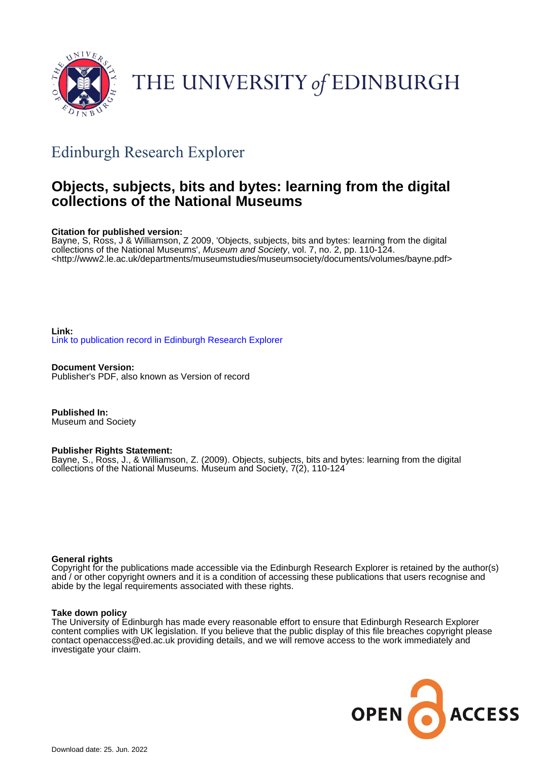THE UNIVERSITY *of* EDINBURGH

## Edinburgh Research Explorer

# Objects, subjects, bits and bytes: learning from the digital collections of the National Museums

**Citation for published version:**
Bayne, S, Ross, J & Williamson, Z 2009, 'Objects, subjects, bits and bytes: learning from the digital collections of the National Museums', *Museum and Society*, vol. 7, no. 2, pp. 110-124.
<http://www2.le.ac.uk/departments/museumstudies/museumsociety/documents/volumes/bayne.pdf>

**Link:**
Link to publication record in Edinburgh Research Explorer

**Document Version:**
Publisher's PDF, also known as Version of record

**Published In:**
Museum and Society

**Publisher Rights Statement:**
Bayne, S., Ross, J., & Williamson, Z. (2009). Objects, subjects, bits and bytes: learning from the digital collections of the National Museums. Museum and Society, 7(2), 110-124

**General rights**
Copyright for the publications made accessible via the Edinburgh Research Explorer is retained by the author(s) and / or other copyright owners and it is a condition of accessing these publications that users recognise and abide by the legal requirements associated with these rights.

**Take down policy**
The University of Edinburgh has made every reasonable effort to ensure that Edinburgh Research Explorer content complies with UK legislation. If you believe that the public display of this file breaches copyright please contact openaccess@ed.ac.uk providing details, and we will remove access to the work immediately and investigate your claim.

OPEN ACCESS

Download date: 25. Jun. 2022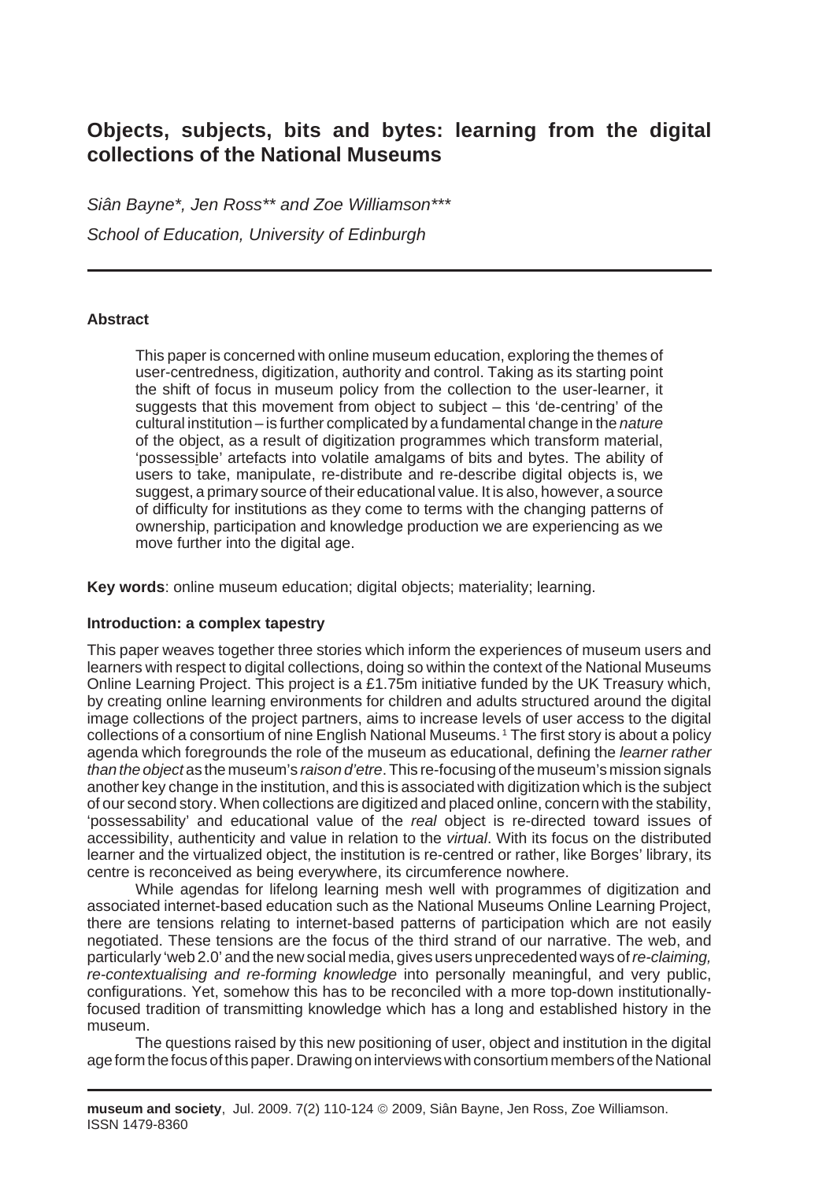# Objects, subjects, bits and bytes: learning from the digital collections of the National Museums

*Siân Bayne\*, Jen Ross\*\* and Zoe Williamson\*\*\**

*School of Education, University of Edinburgh*

### Abstract

This paper is concerned with online museum education, exploring the themes of user-centredness, digitization, authority and control. Taking as its starting point the shift of focus in museum policy from the collection to the user-learner, it suggests that this movement from object to subject – this 'de-centring' of the cultural institution – is further complicated by a fundamental change in the *nature* of the object, as a result of digitization programmes which transform material, 'possessible' artefacts into volatile amalgams of bits and bytes. The ability of users to take, manipulate, re-distribute and re-describe digital objects is, we suggest, a primary source of their educational value. It is also, however, a source of difficulty for institutions as they come to terms with the changing patterns of ownership, participation and knowledge production we are experiencing as we move further into the digital age.

**Key words**: online museum education; digital objects; materiality; learning.

### Introduction: a complex tapestry

This paper weaves together three stories which inform the experiences of museum users and learners with respect to digital collections, doing so within the context of the National Museums Online Learning Project. This project is a £1.75m initiative funded by the UK Treasury which, by creating online learning environments for children and adults structured around the digital image collections of the project partners, aims to increase levels of user access to the digital collections of a consortium of nine English National Museums. [1] The first story is about a policy agenda which foregrounds the role of the museum as educational, defining the *learner rather than the object* as the museum's *raison d'etre*. This re-focusing of the museum's mission signals another key change in the institution, and this is associated with digitization which is the subject of our second story. When collections are digitized and placed online, concern with the stability, 'possessability' and educational value of the *real* object is re-directed toward issues of accessibility, authenticity and value in relation to the *virtual*. With its focus on the distributed learner and the virtualized object, the institution is re-centred or rather, like Borges' library, its centre is reconceived as being everywhere, its circumference nowhere.

While agendas for lifelong learning mesh well with programmes of digitization and associated internet-based education such as the National Museums Online Learning Project, there are tensions relating to internet-based patterns of participation which are not easily negotiated. These tensions are the focus of the third strand of our narrative. The web, and particularly 'web 2.0' and the new social media, gives users unprecedented ways of *re-claiming, re-contextualising and re-forming knowledge* into personally meaningful, and very public, configurations. Yet, somehow this has to be reconciled with a more top-down institutionally-focused tradition of transmitting knowledge which has a long and established history in the museum.

The questions raised by this new positioning of user, object and institution in the digital age form the focus of this paper. Drawing on interviews with consortium members of the National

**museum and society**, Jul. 2009. 7(2) 110-124 © 2009, Siân Bayne, Jen Ross, Zoe Williamson. ISSN 1479-8360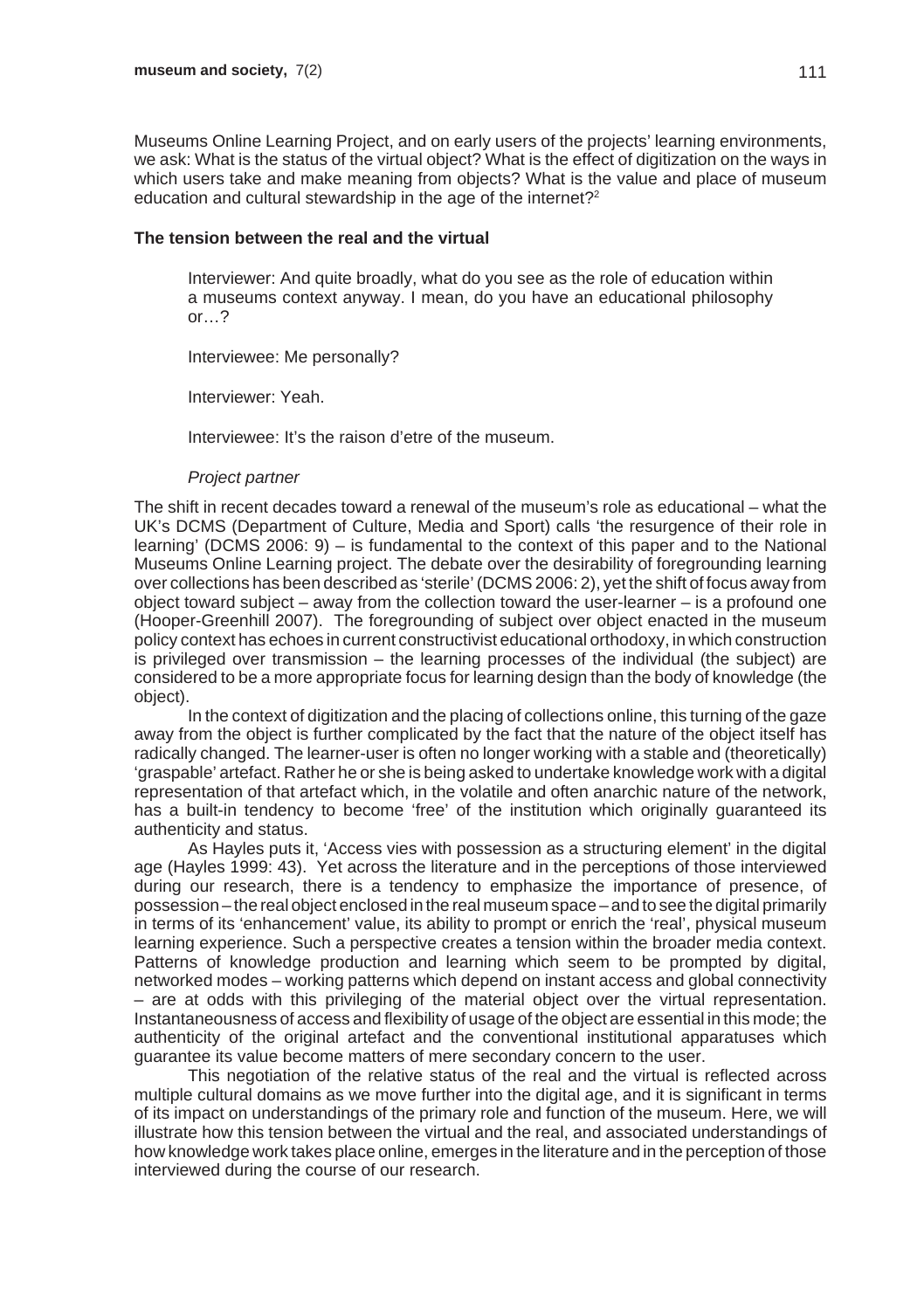Museums Online Learning Project, and on early users of the projects' learning environments, we ask: What is the status of the virtual object? What is the effect of digitization on the ways in which users take and make meaning from objects? What is the value and place of museum education and cultural stewardship in the age of the internet?[2]

**The tension between the real and the virtual**

> Interviewer: And quite broadly, what do you see as the role of education within a museums context anyway. I mean, do you have an educational philosophy or…?
>
> Interviewee: Me personally?
>
> Interviewer: Yeah.
>
> Interviewee: It's the raison d'etre of the museum.
>
> *Project partner*

The shift in recent decades toward a renewal of the museum's role as educational – what the UK's DCMS (Department of Culture, Media and Sport) calls 'the resurgence of their role in learning' (DCMS 2006: 9) – is fundamental to the context of this paper and to the National Museums Online Learning project. The debate over the desirability of foregrounding learning over collections has been described as 'sterile' (DCMS 2006: 2), yet the shift of focus away from object toward subject – away from the collection toward the user-learner – is a profound one (Hooper-Greenhill 2007). The foregrounding of subject over object enacted in the museum policy context has echoes in current constructivist educational orthodoxy, in which construction is privileged over transmission – the learning processes of the individual (the subject) are considered to be a more appropriate focus for learning design than the body of knowledge (the object).

In the context of digitization and the placing of collections online, this turning of the gaze away from the object is further complicated by the fact that the nature of the object itself has radically changed. The learner-user is often no longer working with a stable and (theoretically) 'graspable' artefact. Rather he or she is being asked to undertake knowledge work with a digital representation of that artefact which, in the volatile and often anarchic nature of the network, has a built-in tendency to become 'free' of the institution which originally guaranteed its authenticity and status.

As Hayles puts it, 'Access vies with possession as a structuring element' in the digital age (Hayles 1999: 43). Yet across the literature and in the perceptions of those interviewed during our research, there is a tendency to emphasize the importance of presence, of possession – the real object enclosed in the real museum space – and to see the digital primarily in terms of its 'enhancement' value, its ability to prompt or enrich the 'real', physical museum learning experience. Such a perspective creates a tension within the broader media context. Patterns of knowledge production and learning which seem to be prompted by digital, networked modes – working patterns which depend on instant access and global connectivity – are at odds with this privileging of the material object over the virtual representation. Instantaneousness of access and flexibility of usage of the object are essential in this mode; the authenticity of the original artefact and the conventional institutional apparatuses which guarantee its value become matters of mere secondary concern to the user.

This negotiation of the relative status of the real and the virtual is reflected across multiple cultural domains as we move further into the digital age, and it is significant in terms of its impact on understandings of the primary role and function of the museum. Here, we will illustrate how this tension between the virtual and the real, and associated understandings of how knowledge work takes place online, emerges in the literature and in the perception of those interviewed during the course of our research.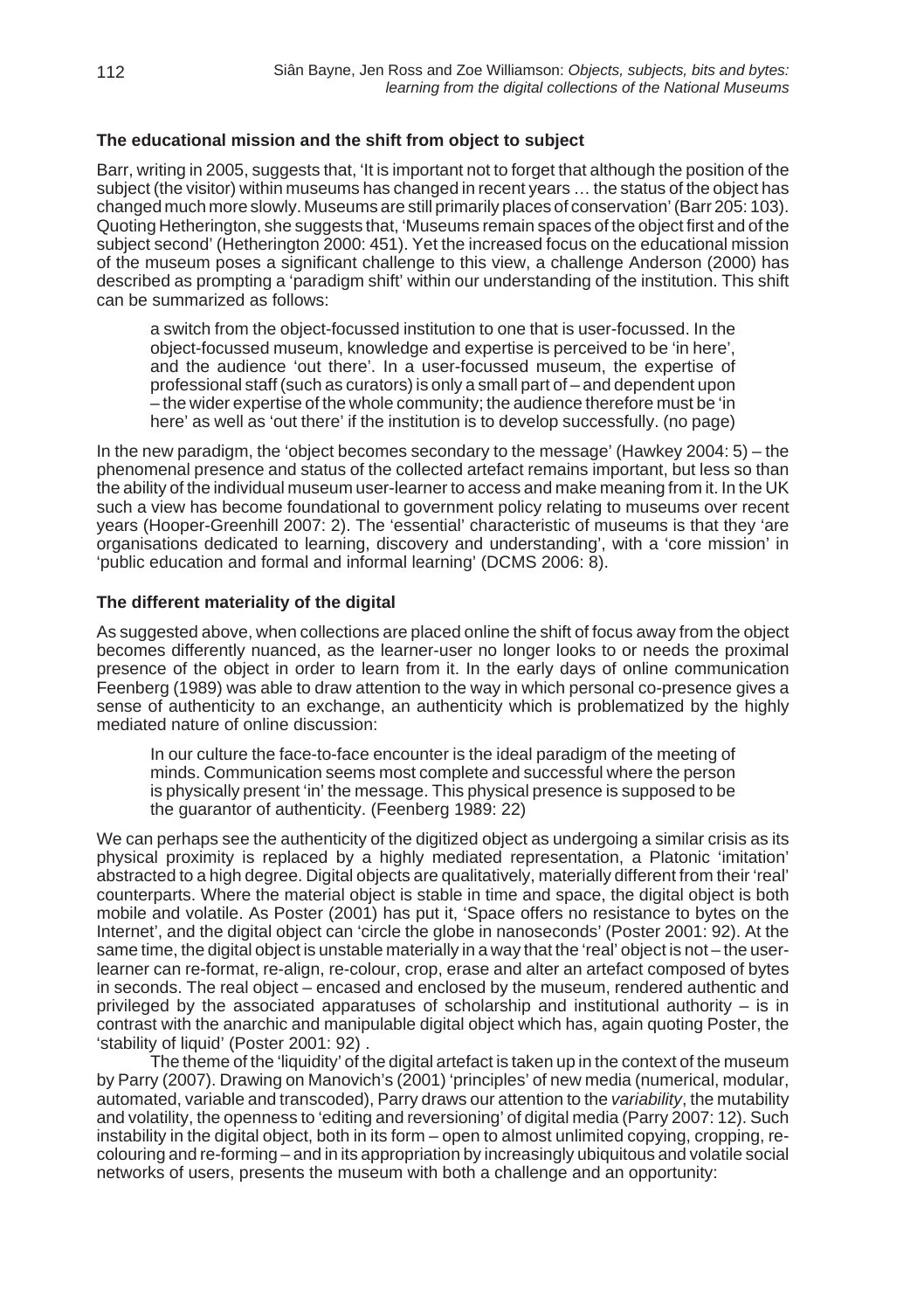## The educational mission and the shift from object to subject

Barr, writing in 2005, suggests that, 'It is important not to forget that although the position of the subject (the visitor) within museums has changed in recent years … the status of the object has changed much more slowly. Museums are still primarily places of conservation' (Barr 205: 103). Quoting Hetherington, she suggests that, 'Museums remain spaces of the object first and of the subject second' (Hetherington 2000: 451). Yet the increased focus on the educational mission of the museum poses a significant challenge to this view, a challenge Anderson (2000) has described as prompting a 'paradigm shift' within our understanding of the institution. This shift can be summarized as follows:

> a switch from the object-focussed institution to one that is user-focussed. In the object-focussed museum, knowledge and expertise is perceived to be 'in here', and the audience 'out there'. In a user-focussed museum, the expertise of professional staff (such as curators) is only a small part of – and dependent upon – the wider expertise of the whole community; the audience therefore must be 'in here' as well as 'out there' if the institution is to develop successfully. (no page)

In the new paradigm, the 'object becomes secondary to the message' (Hawkey 2004: 5) – the phenomenal presence and status of the collected artefact remains important, but less so than the ability of the individual museum user-learner to access and make meaning from it. In the UK such a view has become foundational to government policy relating to museums over recent years (Hooper-Greenhill 2007: 2). The 'essential' characteristic of museums is that they 'are organisations dedicated to learning, discovery and understanding', with a 'core mission' in 'public education and formal and informal learning' (DCMS 2006: 8).

## The different materiality of the digital

As suggested above, when collections are placed online the shift of focus away from the object becomes differently nuanced, as the learner-user no longer looks to or needs the proximal presence of the object in order to learn from it. In the early days of online communication Feenberg (1989) was able to draw attention to the way in which personal co-presence gives a sense of authenticity to an exchange, an authenticity which is problematized by the highly mediated nature of online discussion:

> In our culture the face-to-face encounter is the ideal paradigm of the meeting of minds. Communication seems most complete and successful where the person is physically present 'in' the message. This physical presence is supposed to be the guarantor of authenticity. (Feenberg 1989: 22)

We can perhaps see the authenticity of the digitized object as undergoing a similar crisis as its physical proximity is replaced by a highly mediated representation, a Platonic 'imitation' abstracted to a high degree. Digital objects are qualitatively, materially different from their 'real' counterparts. Where the material object is stable in time and space, the digital object is both mobile and volatile. As Poster (2001) has put it, 'Space offers no resistance to bytes on the Internet', and the digital object can 'circle the globe in nanoseconds' (Poster 2001: 92). At the same time, the digital object is unstable materially in a way that the 'real' object is not – the user-learner can re-format, re-align, re-colour, crop, erase and alter an artefact composed of bytes in seconds. The real object – encased and enclosed by the museum, rendered authentic and privileged by the associated apparatuses of scholarship and institutional authority – is in contrast with the anarchic and manipulable digital object which has, again quoting Poster, the 'stability of liquid' (Poster 2001: 92) .

The theme of the 'liquidity' of the digital artefact is taken up in the context of the museum by Parry (2007). Drawing on Manovich's (2001) 'principles' of new media (numerical, modular, automated, variable and transcoded), Parry draws our attention to the *variability*, the mutability and volatility, the openness to 'editing and reversioning' of digital media (Parry 2007: 12). Such instability in the digital object, both in its form – open to almost unlimited copying, cropping, re-colouring and re-forming – and in its appropriation by increasingly ubiquitous and volatile social networks of users, presents the museum with both a challenge and an opportunity: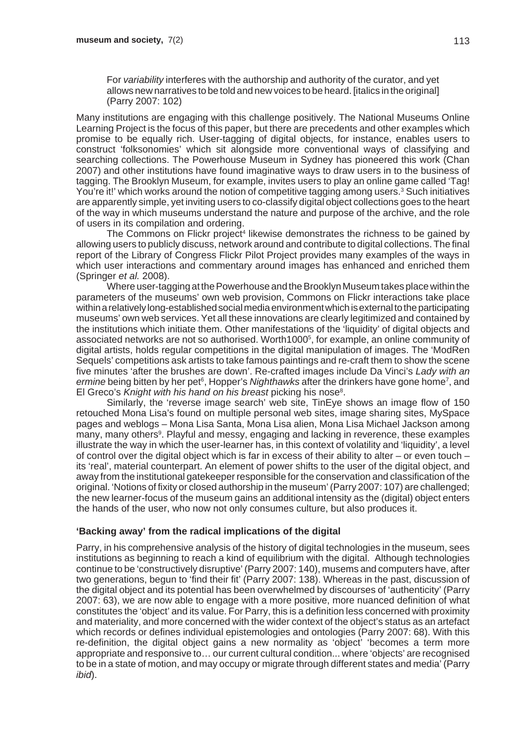> For *variability* interferes with the authorship and authority of the curator, and yet allows new narratives to be told and new voices to be heard. [italics in the original] (Parry 2007: 102)

Many institutions are engaging with this challenge positively. The National Museums Online Learning Project is the focus of this paper, but there are precedents and other examples which promise to be equally rich. User-tagging of digital objects, for instance, enables users to construct 'folksonomies' which sit alongside more conventional ways of classifying and searching collections. The Powerhouse Museum in Sydney has pioneered this work (Chan 2007) and other institutions have found imaginative ways to draw users in to the business of tagging. The Brooklyn Museum, for example, invites users to play an online game called 'Tag! You're it!' which works around the notion of competitive tagging among users.[3] Such initiatives are apparently simple, yet inviting users to co-classify digital object collections goes to the heart of the way in which museums understand the nature and purpose of the archive, and the role of users in its compilation and ordering.

The Commons on Flickr project[4] likewise demonstrates the richness to be gained by allowing users to publicly discuss, network around and contribute to digital collections. The final report of the Library of Congress Flickr Pilot Project provides many examples of the ways in which user interactions and commentary around images has enhanced and enriched them (Springer *et al.* 2008).

Where user-tagging at the Powerhouse and the Brooklyn Museum takes place within the parameters of the museums' own web provision, Commons on Flickr interactions take place within a relatively long-established social media environment which is external to the participating museums' own web services. Yet all these innovations are clearly legitimized and contained by the institutions which initiate them. Other manifestations of the 'liquidity' of digital objects and associated networks are not so authorised. Worth1000[5], for example, an online community of digital artists, holds regular competitions in the digital manipulation of images. The 'ModRen Sequels' competitions ask artists to take famous paintings and re-craft them to show the scene five minutes 'after the brushes are down'. Re-crafted images include Da Vinci's *Lady with an ermine* being bitten by her pet[6], Hopper's *Nighthawks* after the drinkers have gone home[7], and El Greco's *Knight with his hand on his breast* picking his nose[8].

Similarly, the 'reverse image search' web site, TinEye shows an image flow of 150 retouched Mona Lisa's found on multiple personal web sites, image sharing sites, MySpace pages and weblogs – Mona Lisa Santa, Mona Lisa alien, Mona Lisa Michael Jackson among many, many others[9]. Playful and messy, engaging and lacking in reverence, these examples illustrate the way in which the user-learner has, in this context of volatility and 'liquidity', a level of control over the digital object which is far in excess of their ability to alter – or even touch – its 'real', material counterpart. An element of power shifts to the user of the digital object, and away from the institutional gatekeeper responsible for the conservation and classification of the original. 'Notions of fixity or closed authorship in the museum' (Parry 2007: 107) are challenged; the new learner-focus of the museum gains an additional intensity as the (digital) object enters the hands of the user, who now not only consumes culture, but also produces it.

## 'Backing away' from the radical implications of the digital

Parry, in his comprehensive analysis of the history of digital technologies in the museum, sees institutions as beginning to reach a kind of equilibrium with the digital. Although technologies continue to be 'constructively disruptive' (Parry 2007: 140), musems and computers have, after two generations, begun to 'find their fit' (Parry 2007: 138). Whereas in the past, discussion of the digital object and its potential has been overwhelmed by discourses of 'authenticity' (Parry 2007: 63), we are now able to engage with a more positive, more nuanced definition of what constitutes the 'object' and its value. For Parry, this is a definition less concerned with proximity and materiality, and more concerned with the wider context of the object's status as an artefact which records or defines individual epistemologies and ontologies (Parry 2007: 68). With this re-definition, the digital object gains a new normality as 'object' 'becomes a term more appropriate and responsive to… our current cultural condition... where 'objects' are recognised to be in a state of motion, and may occupy or migrate through different states and media' (Parry *ibid*).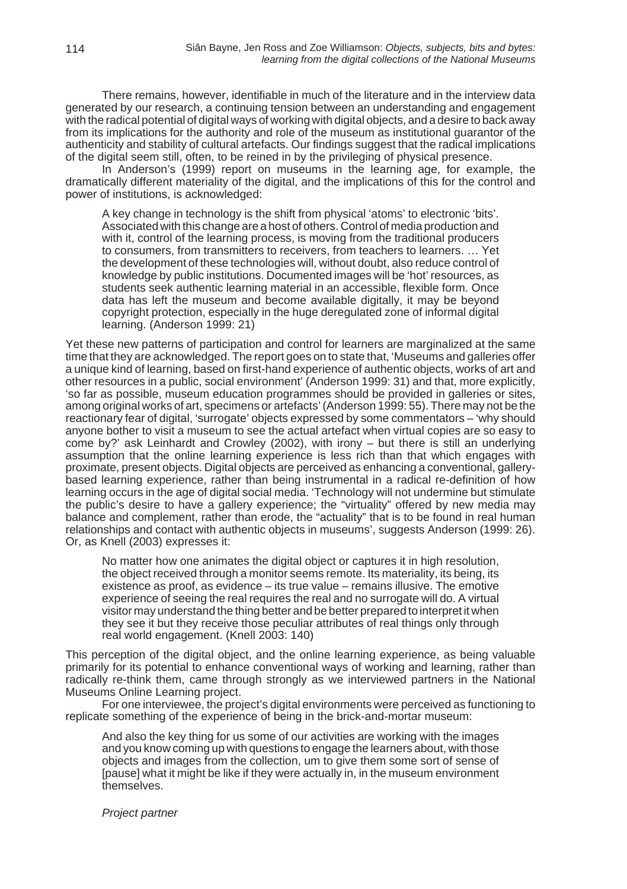There remains, however, identifiable in much of the literature and in the interview data generated by our research, a continuing tension between an understanding and engagement with the radical potential of digital ways of working with digital objects, and a desire to back away from its implications for the authority and role of the museum as institutional guarantor of the authenticity and stability of cultural artefacts. Our findings suggest that the radical implications of the digital seem still, often, to be reined in by the privileging of physical presence.

In Anderson's (1999) report on museums in the learning age, for example, the dramatically different materiality of the digital, and the implications of this for the control and power of institutions, is acknowledged:

> A key change in technology is the shift from physical 'atoms' to electronic 'bits'. Associated with this change are a host of others. Control of media production and with it, control of the learning process, is moving from the traditional producers to consumers, from transmitters to receivers, from teachers to learners. … Yet the development of these technologies will, without doubt, also reduce control of knowledge by public institutions. Documented images will be 'hot' resources, as students seek authentic learning material in an accessible, flexible form. Once data has left the museum and become available digitally, it may be beyond copyright protection, especially in the huge deregulated zone of informal digital learning. (Anderson 1999: 21)

Yet these new patterns of participation and control for learners are marginalized at the same time that they are acknowledged. The report goes on to state that, 'Museums and galleries offer a unique kind of learning, based on first-hand experience of authentic objects, works of art and other resources in a public, social environment' (Anderson 1999: 31) and that, more explicitly, 'so far as possible, museum education programmes should be provided in galleries or sites, among original works of art, specimens or artefacts' (Anderson 1999: 55). There may not be the reactionary fear of digital, 'surrogate' objects expressed by some commentators – 'why should anyone bother to visit a museum to see the actual artefact when virtual copies are so easy to come by?' ask Leinhardt and Crowley (2002), with irony – but there is still an underlying assumption that the online learning experience is less rich than that which engages with proximate, present objects. Digital objects are perceived as enhancing a conventional, gallery-based learning experience, rather than being instrumental in a radical re-definition of how learning occurs in the age of digital social media. 'Technology will not undermine but stimulate the public's desire to have a gallery experience; the "virtuality" offered by new media may balance and complement, rather than erode, the "actuality" that is to be found in real human relationships and contact with authentic objects in museums', suggests Anderson (1999: 26). Or, as Knell (2003) expresses it:

> No matter how one animates the digital object or captures it in high resolution, the object received through a monitor seems remote. Its materiality, its being, its existence as proof, as evidence – its true value – remains illusive. The emotive experience of seeing the real requires the real and no surrogate will do. A virtual visitor may understand the thing better and be better prepared to interpret it when they see it but they receive those peculiar attributes of real things only through real world engagement. (Knell 2003: 140)

This perception of the digital object, and the online learning experience, as being valuable primarily for its potential to enhance conventional ways of working and learning, rather than radically re-think them, came through strongly as we interviewed partners in the National Museums Online Learning project.

For one interviewee, the project's digital environments were perceived as functioning to replicate something of the experience of being in the brick-and-mortar museum:

> And also the key thing for us some of our activities are working with the images and you know coming up with questions to engage the learners about, with those objects and images from the collection, um to give them some sort of sense of [pause] what it might be like if they were actually in, in the museum environment themselves.
>
> *Project partner*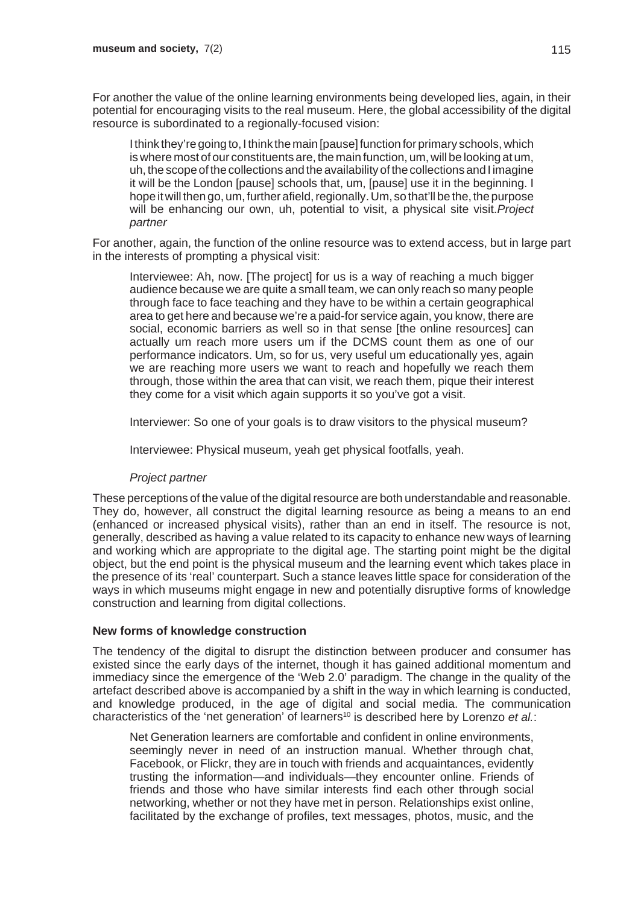For another the value of the online learning environments being developed lies, again, in their potential for encouraging visits to the real museum. Here, the global accessibility of the digital resource is subordinated to a regionally-focused vision:

> I think they're going to, I think the main [pause] function for primary schools, which is where most of our constituents are, the main function, um, will be looking at um, uh, the scope of the collections and the availability of the collections and I imagine it will be the London [pause] schools that, um, [pause] use it in the beginning. I hope it will then go, um, further afield, regionally. Um, so that'll be the, the purpose will be enhancing our own, uh, potential to visit, a physical site visit. *Project partner*

For another, again, the function of the online resource was to extend access, but in large part in the interests of prompting a physical visit:

> Interviewee: Ah, now. [The project] for us is a way of reaching a much bigger audience because we are quite a small team, we can only reach so many people through face to face teaching and they have to be within a certain geographical area to get here and because we're a paid-for service again, you know, there are social, economic barriers as well so in that sense [the online resources] can actually um reach more users um if the DCMS count them as one of our performance indicators. Um, so for us, very useful um educationally yes, again we are reaching more users we want to reach and hopefully we reach them through, those within the area that can visit, we reach them, pique their interest they come for a visit which again supports it so you've got a visit.
>
> Interviewer: So one of your goals is to draw visitors to the physical museum?
>
> Interviewee: Physical museum, yeah get physical footfalls, yeah.
>
> *Project partner*

These perceptions of the value of the digital resource are both understandable and reasonable. They do, however, all construct the digital learning resource as being a means to an end (enhanced or increased physical visits), rather than an end in itself. The resource is not, generally, described as having a value related to its capacity to enhance new ways of learning and working which are appropriate to the digital age. The starting point might be the digital object, but the end point is the physical museum and the learning event which takes place in the presence of its 'real' counterpart. Such a stance leaves little space for consideration of the ways in which museums might engage in new and potentially disruptive forms of knowledge construction and learning from digital collections.

### New forms of knowledge construction

The tendency of the digital to disrupt the distinction between producer and consumer has existed since the early days of the internet, though it has gained additional momentum and immediacy since the emergence of the 'Web 2.0' paradigm. The change in the quality of the artefact described above is accompanied by a shift in the way in which learning is conducted, and knowledge produced, in the age of digital and social media. The communication characteristics of the 'net generation' of learners[10] is described here by Lorenzo *et al.*:

> Net Generation learners are comfortable and confident in online environments, seemingly never in need of an instruction manual. Whether through chat, Facebook, or Flickr, they are in touch with friends and acquaintances, evidently trusting the information—and individuals—they encounter online. Friends of friends and those who have similar interests find each other through social networking, whether or not they have met in person. Relationships exist online, facilitated by the exchange of profiles, text messages, photos, music, and the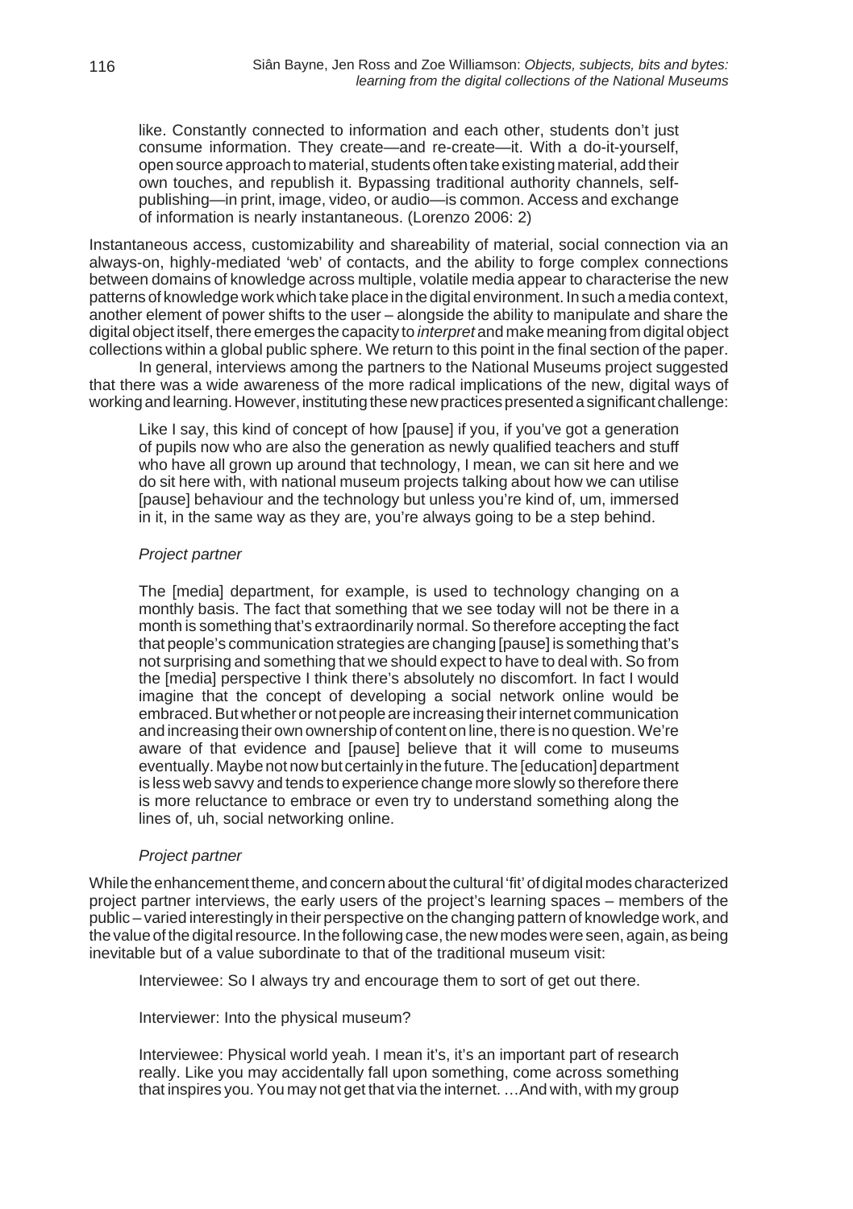> like. Constantly connected to information and each other, students don't just consume information. They create—and re-create—it. With a do-it-yourself, open source approach to material, students often take existing material, add their own touches, and republish it. Bypassing traditional authority channels, self-publishing—in print, image, video, or audio—is common. Access and exchange of information is nearly instantaneous. (Lorenzo 2006: 2)

Instantaneous access, customizability and shareability of material, social connection via an always-on, highly-mediated 'web' of contacts, and the ability to forge complex connections between domains of knowledge across multiple, volatile media appear to characterise the new patterns of knowledge work which take place in the digital environment. In such a media context, another element of power shifts to the user – alongside the ability to manipulate and share the digital object itself, there emerges the capacity to *interpret* and make meaning from digital object collections within a global public sphere. We return to this point in the final section of the paper.

In general, interviews among the partners to the National Museums project suggested that there was a wide awareness of the more radical implications of the new, digital ways of working and learning. However, instituting these new practices presented a significant challenge:

> Like I say, this kind of concept of how [pause] if you, if you've got a generation of pupils now who are also the generation as newly qualified teachers and stuff who have all grown up around that technology, I mean, we can sit here and we do sit here with, with national museum projects talking about how we can utilise [pause] behaviour and the technology but unless you're kind of, um, immersed in it, in the same way as they are, you're always going to be a step behind.
>
> *Project partner*
>
> The [media] department, for example, is used to technology changing on a monthly basis. The fact that something that we see today will not be there in a month is something that's extraordinarily normal. So therefore accepting the fact that people's communication strategies are changing [pause] is something that's not surprising and something that we should expect to have to deal with. So from the [media] perspective I think there's absolutely no discomfort. In fact I would imagine that the concept of developing a social network online would be embraced. But whether or not people are increasing their internet communication and increasing their own ownership of content on line, there is no question. We're aware of that evidence and [pause] believe that it will come to museums eventually. Maybe not now but certainly in the future. The [education] department is less web savvy and tends to experience change more slowly so therefore there is more reluctance to embrace or even try to understand something along the lines of, uh, social networking online.
>
> *Project partner*

While the enhancement theme, and concern about the cultural 'fit' of digital modes characterized project partner interviews, the early users of the project's learning spaces – members of the public – varied interestingly in their perspective on the changing pattern of knowledge work, and the value of the digital resource. In the following case, the new modes were seen, again, as being inevitable but of a value subordinate to that of the traditional museum visit:

> Interviewee: So I always try and encourage them to sort of get out there.
>
> Interviewer: Into the physical museum?
>
> Interviewee: Physical world yeah. I mean it's, it's an important part of research really. Like you may accidentally fall upon something, come across something that inspires you. You may not get that via the internet. …And with, with my group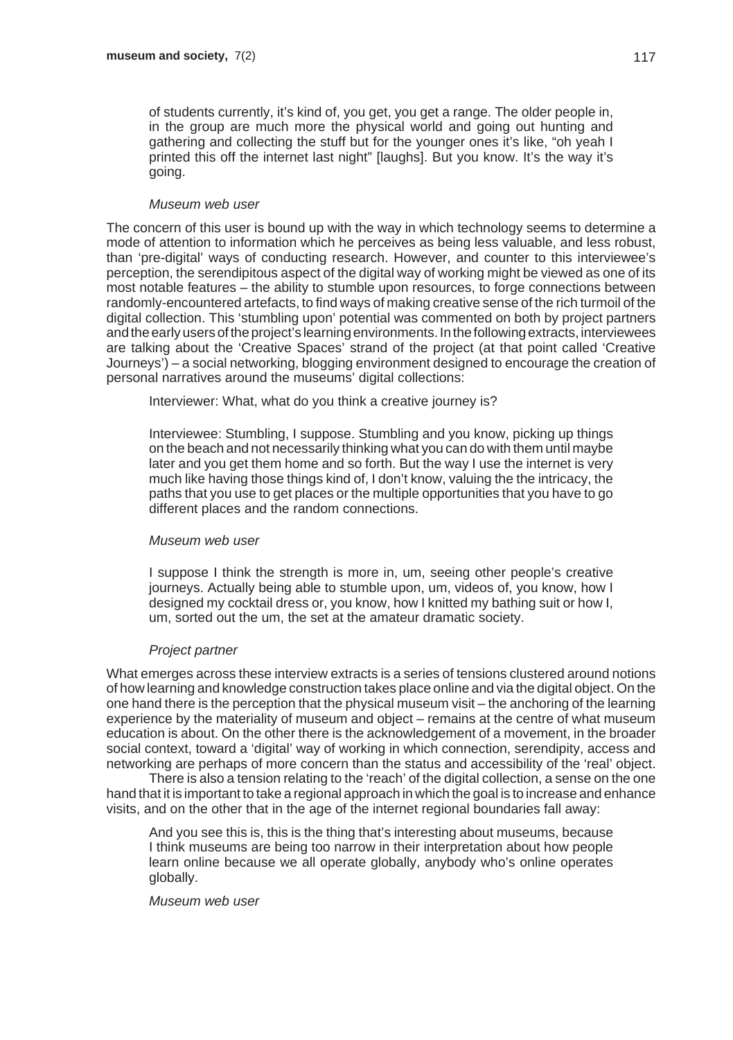> of students currently, it's kind of, you get, you get a range. The older people in, in the group are much more the physical world and going out hunting and gathering and collecting the stuff but for the younger ones it's like, "oh yeah I printed this off the internet last night" [laughs]. But you know. It's the way it's going.
>
> *Museum web user*

The concern of this user is bound up with the way in which technology seems to determine a mode of attention to information which he perceives as being less valuable, and less robust, than 'pre-digital' ways of conducting research. However, and counter to this interviewee's perception, the serendipitous aspect of the digital way of working might be viewed as one of its most notable features – the ability to stumble upon resources, to forge connections between randomly-encountered artefacts, to find ways of making creative sense of the rich turmoil of the digital collection. This 'stumbling upon' potential was commented on both by project partners and the early users of the project's learning environments. In the following extracts, interviewees are talking about the 'Creative Spaces' strand of the project (at that point called 'Creative Journeys') – a social networking, blogging environment designed to encourage the creation of personal narratives around the museums' digital collections:

> Interviewer: What, what do you think a creative journey is?
>
> Interviewee: Stumbling, I suppose. Stumbling and you know, picking up things on the beach and not necessarily thinking what you can do with them until maybe later and you get them home and so forth. But the way I use the internet is very much like having those things kind of, I don't know, valuing the the intricacy, the paths that you use to get places or the multiple opportunities that you have to go different places and the random connections.
>
> *Museum web user*
>
> I suppose I think the strength is more in, um, seeing other people's creative journeys. Actually being able to stumble upon, um, videos of, you know, how I designed my cocktail dress or, you know, how I knitted my bathing suit or how I, um, sorted out the um, the set at the amateur dramatic society.
>
> *Project partner*

What emerges across these interview extracts is a series of tensions clustered around notions of how learning and knowledge construction takes place online and via the digital object. On the one hand there is the perception that the physical museum visit – the anchoring of the learning experience by the materiality of museum and object – remains at the centre of what museum education is about. On the other there is the acknowledgement of a movement, in the broader social context, toward a 'digital' way of working in which connection, serendipity, access and networking are perhaps of more concern than the status and accessibility of the 'real' object.

There is also a tension relating to the 'reach' of the digital collection, a sense on the one hand that it is important to take a regional approach in which the goal is to increase and enhance visits, and on the other that in the age of the internet regional boundaries fall away:

> And you see this is, this is the thing that's interesting about museums, because I think museums are being too narrow in their interpretation about how people learn online because we all operate globally, anybody who's online operates globally.
>
> *Museum web user*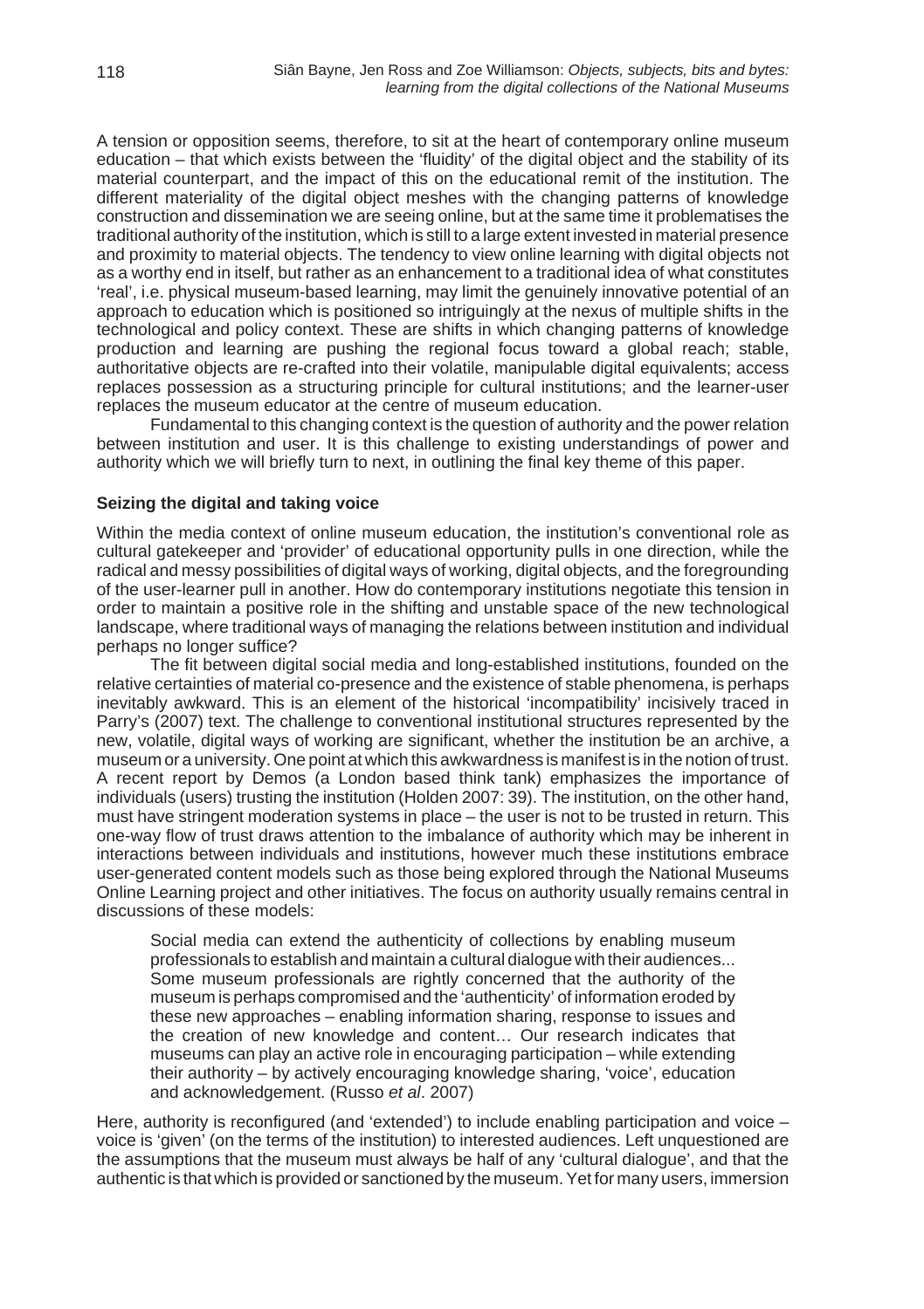A tension or opposition seems, therefore, to sit at the heart of contemporary online museum education – that which exists between the 'fluidity' of the digital object and the stability of its material counterpart, and the impact of this on the educational remit of the institution. The different materiality of the digital object meshes with the changing patterns of knowledge construction and dissemination we are seeing online, but at the same time it problematises the traditional authority of the institution, which is still to a large extent invested in material presence and proximity to material objects. The tendency to view online learning with digital objects not as a worthy end in itself, but rather as an enhancement to a traditional idea of what constitutes 'real', i.e. physical museum-based learning, may limit the genuinely innovative potential of an approach to education which is positioned so intriguingly at the nexus of multiple shifts in the technological and policy context. These are shifts in which changing patterns of knowledge production and learning are pushing the regional focus toward a global reach; stable, authoritative objects are re-crafted into their volatile, manipulable digital equivalents; access replaces possession as a structuring principle for cultural institutions; and the learner-user replaces the museum educator at the centre of museum education.

Fundamental to this changing context is the question of authority and the power relation between institution and user. It is this challenge to existing understandings of power and authority which we will briefly turn to next, in outlining the final key theme of this paper.

### Seizing the digital and taking voice

Within the media context of online museum education, the institution's conventional role as cultural gatekeeper and 'provider' of educational opportunity pulls in one direction, while the radical and messy possibilities of digital ways of working, digital objects, and the foregrounding of the user-learner pull in another. How do contemporary institutions negotiate this tension in order to maintain a positive role in the shifting and unstable space of the new technological landscape, where traditional ways of managing the relations between institution and individual perhaps no longer suffice?

The fit between digital social media and long-established institutions, founded on the relative certainties of material co-presence and the existence of stable phenomena, is perhaps inevitably awkward. This is an element of the historical 'incompatibility' incisively traced in Parry's (2007) text. The challenge to conventional institutional structures represented by the new, volatile, digital ways of working are significant, whether the institution be an archive, a museum or a university. One point at which this awkwardness is manifest is in the notion of trust. A recent report by Demos (a London based think tank) emphasizes the importance of individuals (users) trusting the institution (Holden 2007: 39). The institution, on the other hand, must have stringent moderation systems in place – the user is not to be trusted in return. This one-way flow of trust draws attention to the imbalance of authority which may be inherent in interactions between individuals and institutions, however much these institutions embrace user-generated content models such as those being explored through the National Museums Online Learning project and other initiatives. The focus on authority usually remains central in discussions of these models:

> Social media can extend the authenticity of collections by enabling museum professionals to establish and maintain a cultural dialogue with their audiences... Some museum professionals are rightly concerned that the authority of the museum is perhaps compromised and the 'authenticity' of information eroded by these new approaches – enabling information sharing, response to issues and the creation of new knowledge and content… Our research indicates that museums can play an active role in encouraging participation – while extending their authority – by actively encouraging knowledge sharing, 'voice', education and acknowledgement. (Russo *et al*. 2007)

Here, authority is reconfigured (and 'extended') to include enabling participation and voice – voice is 'given' (on the terms of the institution) to interested audiences. Left unquestioned are the assumptions that the museum must always be half of any 'cultural dialogue', and that the authentic is that which is provided or sanctioned by the museum. Yet for many users, immersion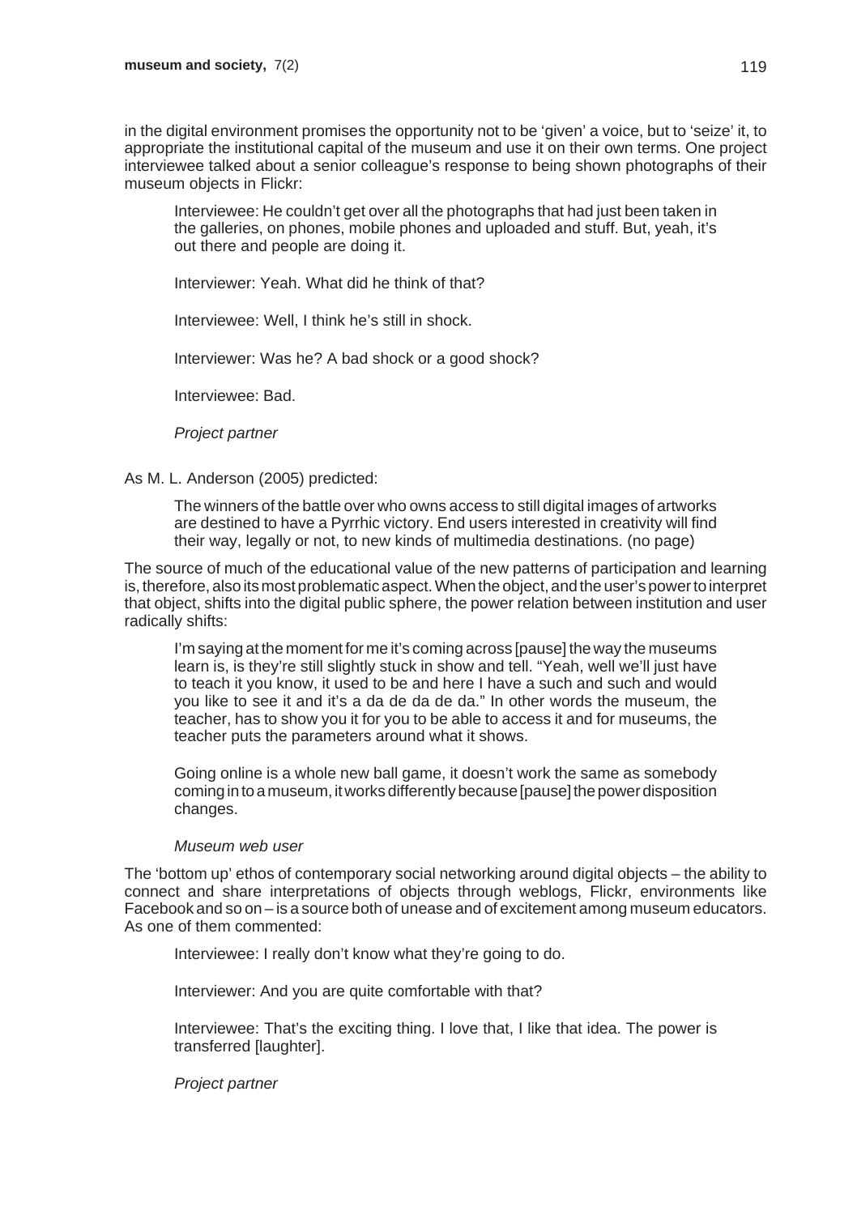in the digital environment promises the opportunity not to be 'given' a voice, but to 'seize' it, to appropriate the institutional capital of the museum and use it on their own terms. One project interviewee talked about a senior colleague's response to being shown photographs of their museum objects in Flickr:

> Interviewee: He couldn't get over all the photographs that had just been taken in the galleries, on phones, mobile phones and uploaded and stuff. But, yeah, it's out there and people are doing it.
>
> Interviewer: Yeah. What did he think of that?
>
> Interviewee: Well, I think he's still in shock.
>
> Interviewer: Was he? A bad shock or a good shock?
>
> Interviewee: Bad.
>
> *Project partner*

As M. L. Anderson (2005) predicted:

> The winners of the battle over who owns access to still digital images of artworks are destined to have a Pyrrhic victory. End users interested in creativity will find their way, legally or not, to new kinds of multimedia destinations. (no page)

The source of much of the educational value of the new patterns of participation and learning is, therefore, also its most problematic aspect. When the object, and the user's power to interpret that object, shifts into the digital public sphere, the power relation between institution and user radically shifts:

> I'm saying at the moment for me it's coming across [pause] the way the museums learn is, is they're still slightly stuck in show and tell. "Yeah, well we'll just have to teach it you know, it used to be and here I have a such and such and would you like to see it and it's a da de da de da." In other words the museum, the teacher, has to show you it for you to be able to access it and for museums, the teacher puts the parameters around what it shows.
>
> Going online is a whole new ball game, it doesn't work the same as somebody coming in to a museum, it works differently because [pause] the power disposition changes.
>
> *Museum web user*

The 'bottom up' ethos of contemporary social networking around digital objects – the ability to connect and share interpretations of objects through weblogs, Flickr, environments like Facebook and so on – is a source both of unease and of excitement among museum educators. As one of them commented:

> Interviewee: I really don't know what they're going to do.
>
> Interviewer: And you are quite comfortable with that?
>
> Interviewee: That's the exciting thing. I love that, I like that idea. The power is transferred [laughter].
>
> *Project partner*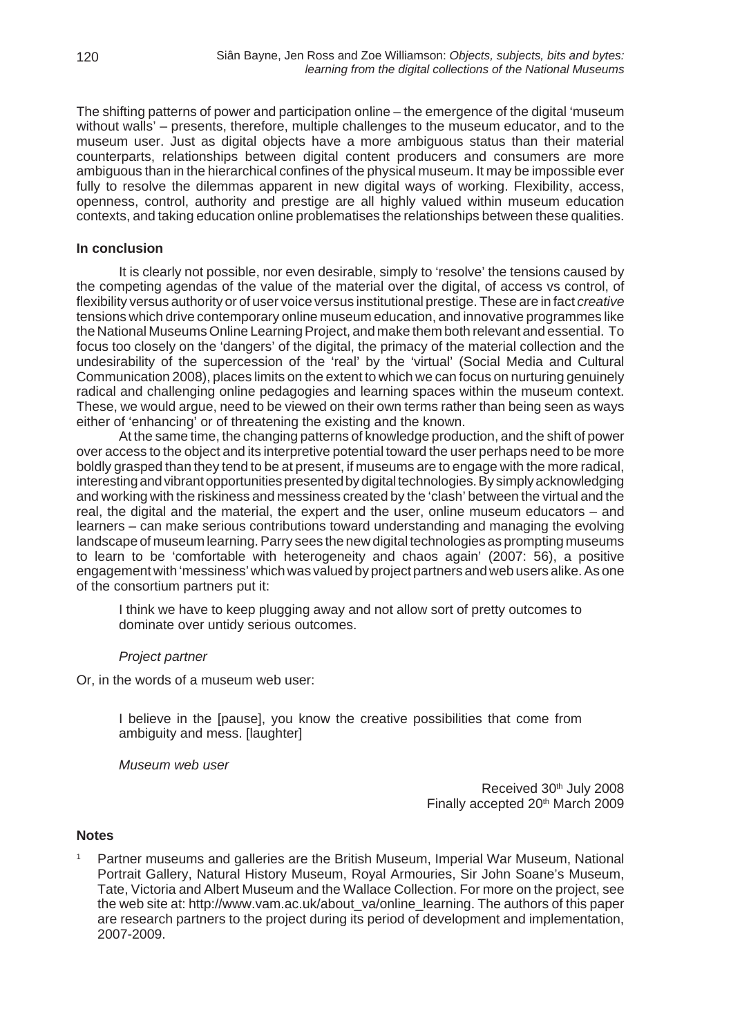The shifting patterns of power and participation online – the emergence of the digital 'museum without walls' – presents, therefore, multiple challenges to the museum educator, and to the museum user. Just as digital objects have a more ambiguous status than their material counterparts, relationships between digital content producers and consumers are more ambiguous than in the hierarchical confines of the physical museum. It may be impossible ever fully to resolve the dilemmas apparent in new digital ways of working. Flexibility, access, openness, control, authority and prestige are all highly valued within museum education contexts, and taking education online problematises the relationships between these qualities.

### In conclusion

It is clearly not possible, nor even desirable, simply to 'resolve' the tensions caused by the competing agendas of the value of the material over the digital, of access vs control, of flexibility versus authority or of user voice versus institutional prestige. These are in fact *creative* tensions which drive contemporary online museum education, and innovative programmes like the National Museums Online Learning Project, and make them both relevant and essential. To focus too closely on the 'dangers' of the digital, the primacy of the material collection and the undesirability of the supercession of the 'real' by the 'virtual' (Social Media and Cultural Communication 2008), places limits on the extent to which we can focus on nurturing genuinely radical and challenging online pedagogies and learning spaces within the museum context. These, we would argue, need to be viewed on their own terms rather than being seen as ways either of 'enhancing' or of threatening the existing and the known.

At the same time, the changing patterns of knowledge production, and the shift of power over access to the object and its interpretive potential toward the user perhaps need to be more boldly grasped than they tend to be at present, if museums are to engage with the more radical, interesting and vibrant opportunities presented by digital technologies. By simply acknowledging and working with the riskiness and messiness created by the 'clash' between the virtual and the real, the digital and the material, the expert and the user, online museum educators – and learners – can make serious contributions toward understanding and managing the evolving landscape of museum learning. Parry sees the new digital technologies as prompting museums to learn to be 'comfortable with heterogeneity and chaos again' (2007: 56), a positive engagement with 'messiness' which was valued by project partners and web users alike. As one of the consortium partners put it:

> I think we have to keep plugging away and not allow sort of pretty outcomes to dominate over untidy serious outcomes.
>
> *Project partner*

Or, in the words of a museum web user:

> I believe in the [pause], you know the creative possibilities that come from ambiguity and mess. [laughter]
>
> *Museum web user*

Received 30th July 2008
Finally accepted 20th March 2009

### Notes

1. Partner museums and galleries are the British Museum, Imperial War Museum, National Portrait Gallery, Natural History Museum, Royal Armouries, Sir John Soane's Museum, Tate, Victoria and Albert Museum and the Wallace Collection. For more on the project, see the web site at: http://www.vam.ac.uk/about_va/online_learning. The authors of this paper are research partners to the project during its period of development and implementation, 2007-2009.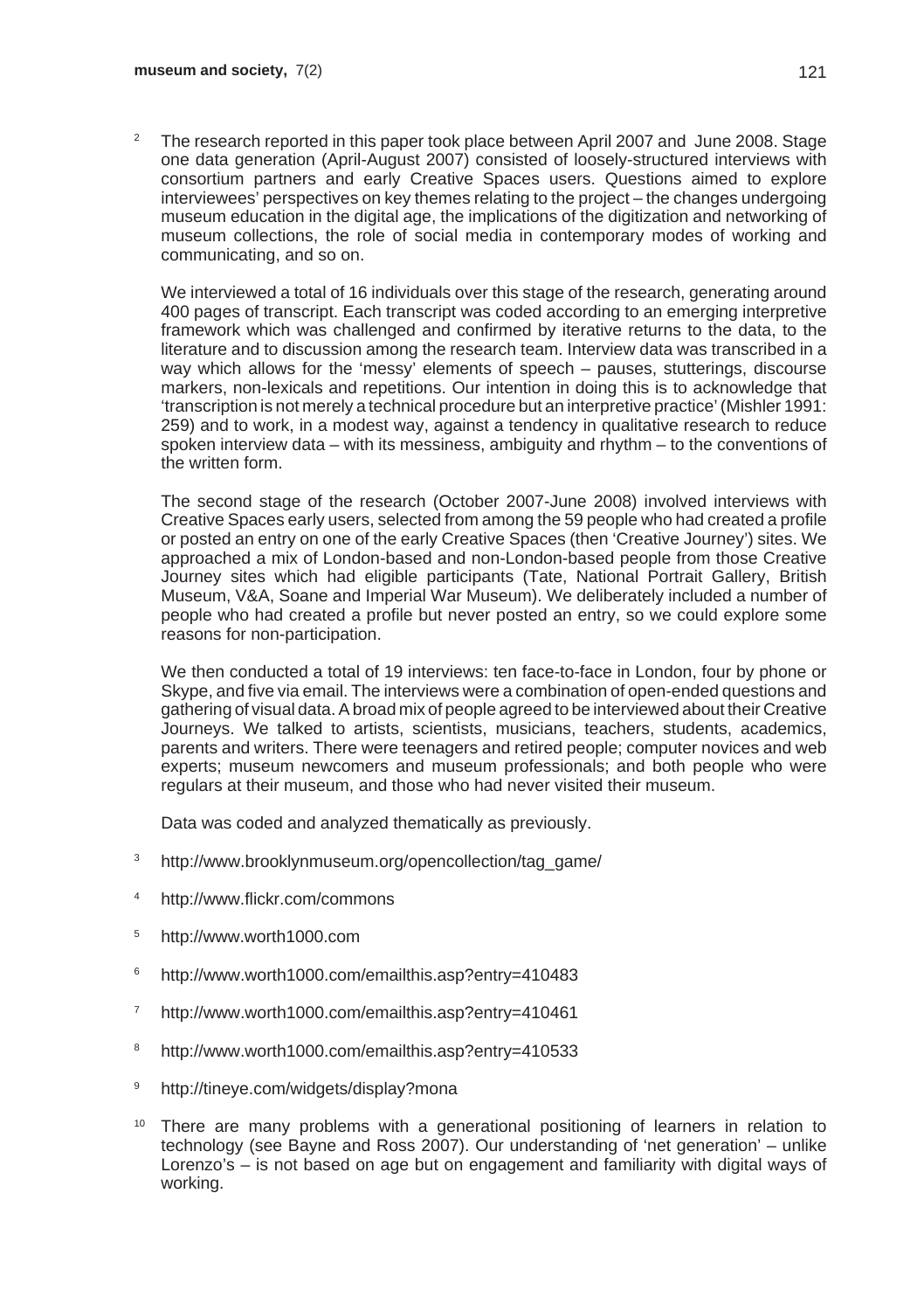[2] The research reported in this paper took place between April 2007 and June 2008. Stage one data generation (April-August 2007) consisted of loosely-structured interviews with consortium partners and early Creative Spaces users. Questions aimed to explore interviewees' perspectives on key themes relating to the project – the changes undergoing museum education in the digital age, the implications of the digitization and networking of museum collections, the role of social media in contemporary modes of working and communicating, and so on.

We interviewed a total of 16 individuals over this stage of the research, generating around 400 pages of transcript. Each transcript was coded according to an emerging interpretive framework which was challenged and confirmed by iterative returns to the data, to the literature and to discussion among the research team. Interview data was transcribed in a way which allows for the 'messy' elements of speech – pauses, stutterings, discourse markers, non-lexicals and repetitions. Our intention in doing this is to acknowledge that 'transcription is not merely a technical procedure but an interpretive practice' (Mishler 1991: 259) and to work, in a modest way, against a tendency in qualitative research to reduce spoken interview data – with its messiness, ambiguity and rhythm – to the conventions of the written form.

The second stage of the research (October 2007-June 2008) involved interviews with Creative Spaces early users, selected from among the 59 people who had created a profile or posted an entry on one of the early Creative Spaces (then 'Creative Journey') sites. We approached a mix of London-based and non-London-based people from those Creative Journey sites which had eligible participants (Tate, National Portrait Gallery, British Museum, V&A, Soane and Imperial War Museum). We deliberately included a number of people who had created a profile but never posted an entry, so we could explore some reasons for non-participation.

We then conducted a total of 19 interviews: ten face-to-face in London, four by phone or Skype, and five via email. The interviews were a combination of open-ended questions and gathering of visual data. A broad mix of people agreed to be interviewed about their Creative Journeys. We talked to artists, scientists, musicians, teachers, students, academics, parents and writers. There were teenagers and retired people; computer novices and web experts; museum newcomers and museum professionals; and both people who were regulars at their museum, and those who had never visited their museum.

Data was coded and analyzed thematically as previously.

[3] http://www.brooklynmuseum.org/opencollection/tag_game/

[4] http://www.flickr.com/commons

[5] http://www.worth1000.com

[6] http://www.worth1000.com/emailthis.asp?entry=410483

[7] http://www.worth1000.com/emailthis.asp?entry=410461

[8] http://www.worth1000.com/emailthis.asp?entry=410533

[9] http://tineye.com/widgets/display?mona

[10] There are many problems with a generational positioning of learners in relation to technology (see Bayne and Ross 2007). Our understanding of 'net generation' – unlike Lorenzo's – is not based on age but on engagement and familiarity with digital ways of working.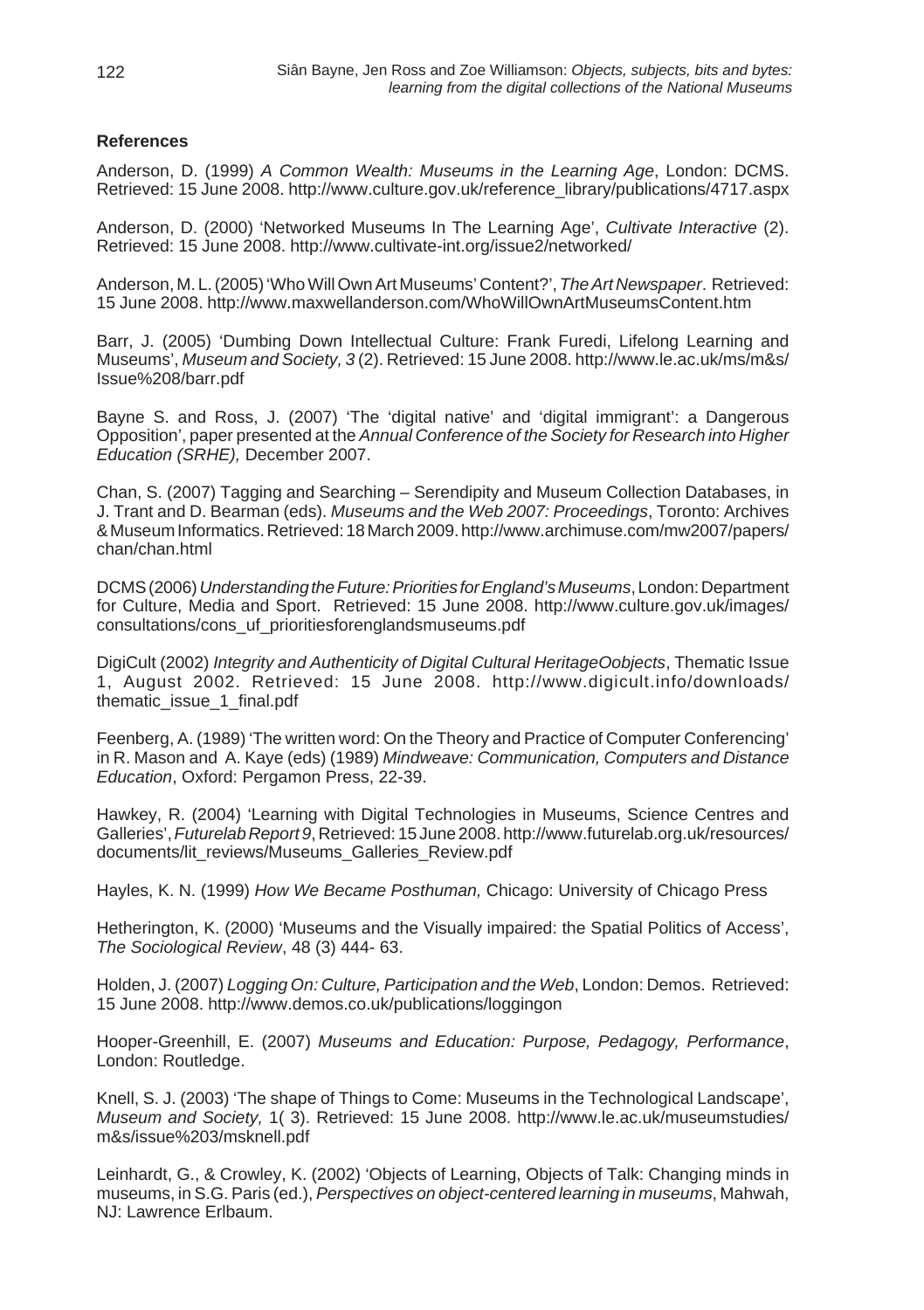## References

Anderson, D. (1999) *A Common Wealth: Museums in the Learning Age*, London: DCMS. Retrieved: 15 June 2008. http://www.culture.gov.uk/reference_library/publications/4717.aspx

Anderson, D. (2000) 'Networked Museums In The Learning Age', *Cultivate Interactive* (2). Retrieved: 15 June 2008. http://www.cultivate-int.org/issue2/networked/

Anderson, M. L. (2005) 'Who Will Own Art Museums' Content?', *The Art Newspaper*. Retrieved: 15 June 2008. http://www.maxwellanderson.com/WhoWillOwnArtMuseumsContent.htm

Barr, J. (2005) 'Dumbing Down Intellectual Culture: Frank Furedi, Lifelong Learning and Museums', *Museum and Society, 3* (2). Retrieved: 15 June 2008. http://www.le.ac.uk/ms/m&s/Issue%208/barr.pdf

Bayne S. and Ross, J. (2007) 'The 'digital native' and 'digital immigrant': a Dangerous Opposition', paper presented at the *Annual Conference of the Society for Research into Higher Education (SRHE),* December 2007.

Chan, S. (2007) Tagging and Searching – Serendipity and Museum Collection Databases, in J. Trant and D. Bearman (eds). *Museums and the Web 2007: Proceedings*, Toronto: Archives & Museum Informatics. Retrieved: 18 March 2009. http://www.archimuse.com/mw2007/papers/chan/chan.html

DCMS (2006) *Understanding the Future: Priorities for England's Museums*, London: Department for Culture, Media and Sport. Retrieved: 15 June 2008. http://www.culture.gov.uk/images/consultations/cons_uf_prioritiesforenglandsmuseums.pdf

DigiCult (2002) *Integrity and Authenticity of Digital Cultural HeritageOobjects*, Thematic Issue 1, August 2002. Retrieved: 15 June 2008. http://www.digicult.info/downloads/thematic_issue_1_final.pdf

Feenberg, A. (1989) 'The written word: On the Theory and Practice of Computer Conferencing' in R. Mason and A. Kaye (eds) (1989) *Mindweave: Communication, Computers and Distance Education*, Oxford: Pergamon Press, 22-39.

Hawkey, R. (2004) 'Learning with Digital Technologies in Museums, Science Centres and Galleries', *Futurelab Report 9*, Retrieved: 15 June 2008. http://www.futurelab.org.uk/resources/documents/lit_reviews/Museums_Galleries_Review.pdf

Hayles, K. N. (1999) *How We Became Posthuman,* Chicago: University of Chicago Press

Hetherington, K. (2000) 'Museums and the Visually impaired: the Spatial Politics of Access', *The Sociological Review*, 48 (3) 444- 63.

Holden, J. (2007) *Logging On: Culture, Participation and the Web*, London: Demos. Retrieved: 15 June 2008. http://www.demos.co.uk/publications/loggingon

Hooper-Greenhill, E. (2007) *Museums and Education: Purpose, Pedagogy, Performance*, London: Routledge.

Knell, S. J. (2003) 'The shape of Things to Come: Museums in the Technological Landscape', *Museum and Society,* 1( 3). Retrieved: 15 June 2008. http://www.le.ac.uk/museumstudies/m&s/issue%203/msknell.pdf

Leinhardt, G., & Crowley, K. (2002) 'Objects of Learning, Objects of Talk: Changing minds in museums, in S.G. Paris (ed.), *Perspectives on object-centered learning in museums*, Mahwah, NJ: Lawrence Erlbaum.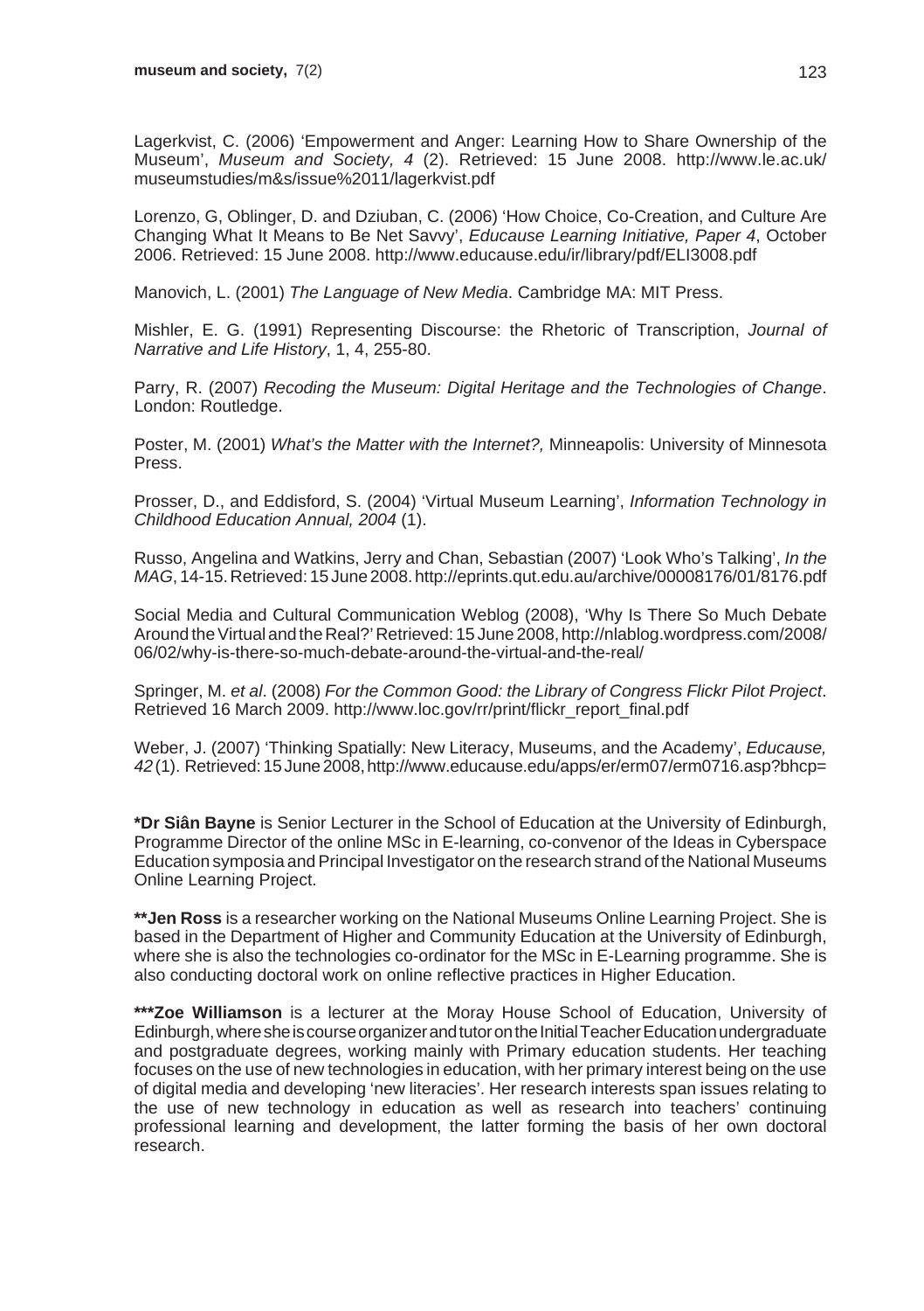Lagerkvist, C. (2006) 'Empowerment and Anger: Learning How to Share Ownership of the Museum', *Museum and Society, 4* (2). Retrieved: 15 June 2008. http://www.le.ac.uk/museumstudies/m&s/issue%2011/lagerkvist.pdf

Lorenzo, G, Oblinger, D. and Dziuban, C. (2006) 'How Choice, Co-Creation, and Culture Are Changing What It Means to Be Net Savvy', *Educause Learning Initiative, Paper 4*, October 2006. Retrieved: 15 June 2008. http://www.educause.edu/ir/library/pdf/ELI3008.pdf

Manovich, L. (2001) *The Language of New Media*. Cambridge MA: MIT Press.

Mishler, E. G. (1991) Representing Discourse: the Rhetoric of Transcription, *Journal of Narrative and Life History*, 1, 4, 255-80.

Parry, R. (2007) *Recoding the Museum: Digital Heritage and the Technologies of Change*. London: Routledge.

Poster, M. (2001) *What's the Matter with the Internet?,* Minneapolis: University of Minnesota Press.

Prosser, D., and Eddisford, S. (2004) 'Virtual Museum Learning', *Information Technology in Childhood Education Annual, 2004* (1).

Russo, Angelina and Watkins, Jerry and Chan, Sebastian (2007) 'Look Who's Talking', *In the MAG*, 14-15. Retrieved: 15 June 2008. http://eprints.qut.edu.au/archive/00008176/01/8176.pdf

Social Media and Cultural Communication Weblog (2008), 'Why Is There So Much Debate Around the Virtual and the Real?' Retrieved: 15 June 2008, http://nlablog.wordpress.com/2008/06/02/why-is-there-so-much-debate-around-the-virtual-and-the-real/

Springer, M. *et al*. (2008) *For the Common Good: the Library of Congress Flickr Pilot Project*. Retrieved 16 March 2009. http://www.loc.gov/rr/print/flickr_report_final.pdf

Weber, J. (2007) 'Thinking Spatially: New Literacy, Museums, and the Academy', *Educause, 42* (1). Retrieved: 15 June 2008, http://www.educause.edu/apps/er/erm07/erm0716.asp?bhcp=

***Dr Siân Bayne** is Senior Lecturer in the School of Education at the University of Edinburgh, Programme Director of the online MSc in E-learning, co-convenor of the Ideas in Cyberspace Education symposia and Principal Investigator on the research strand of the National Museums Online Learning Project.

****Jen Ross** is a researcher working on the National Museums Online Learning Project. She is based in the Department of Higher and Community Education at the University of Edinburgh, where she is also the technologies co-ordinator for the MSc in E-Learning programme. She is also conducting doctoral work on online reflective practices in Higher Education.

*****Zoe Williamson** is a lecturer at the Moray House School of Education, University of Edinburgh, where she is course organizer and tutor on the Initial Teacher Education undergraduate and postgraduate degrees, working mainly with Primary education students. Her teaching focuses on the use of new technologies in education, with her primary interest being on the use of digital media and developing 'new literacies'. Her research interests span issues relating to the use of new technology in education as well as research into teachers' continuing professional learning and development, the latter forming the basis of her own doctoral research.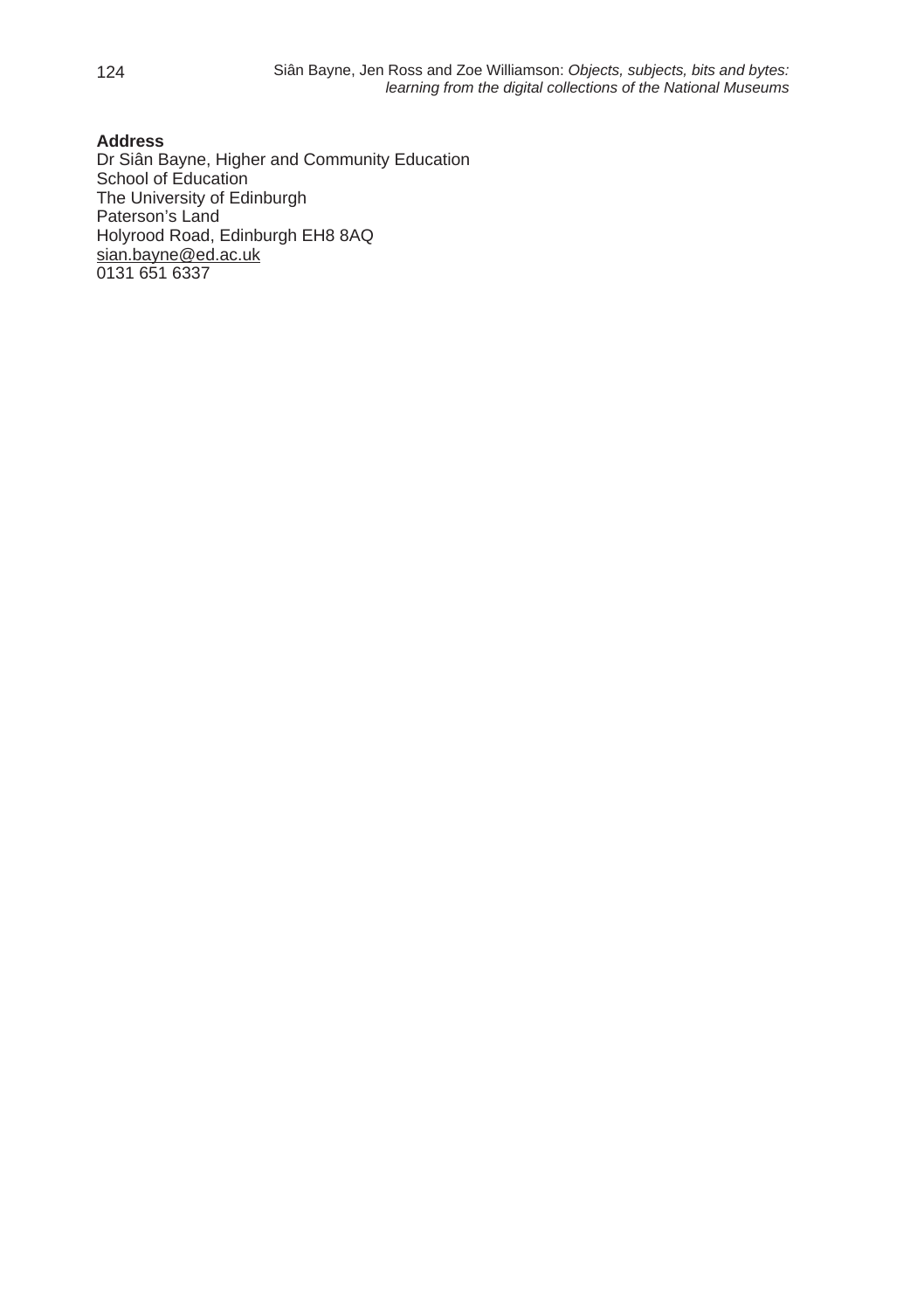**Address**

Dr Siân Bayne, Higher and Community Education
School of Education
The University of Edinburgh
Paterson's Land
Holyrood Road, Edinburgh EH8 8AQ
sian.bayne@ed.ac.uk
0131 651 6337